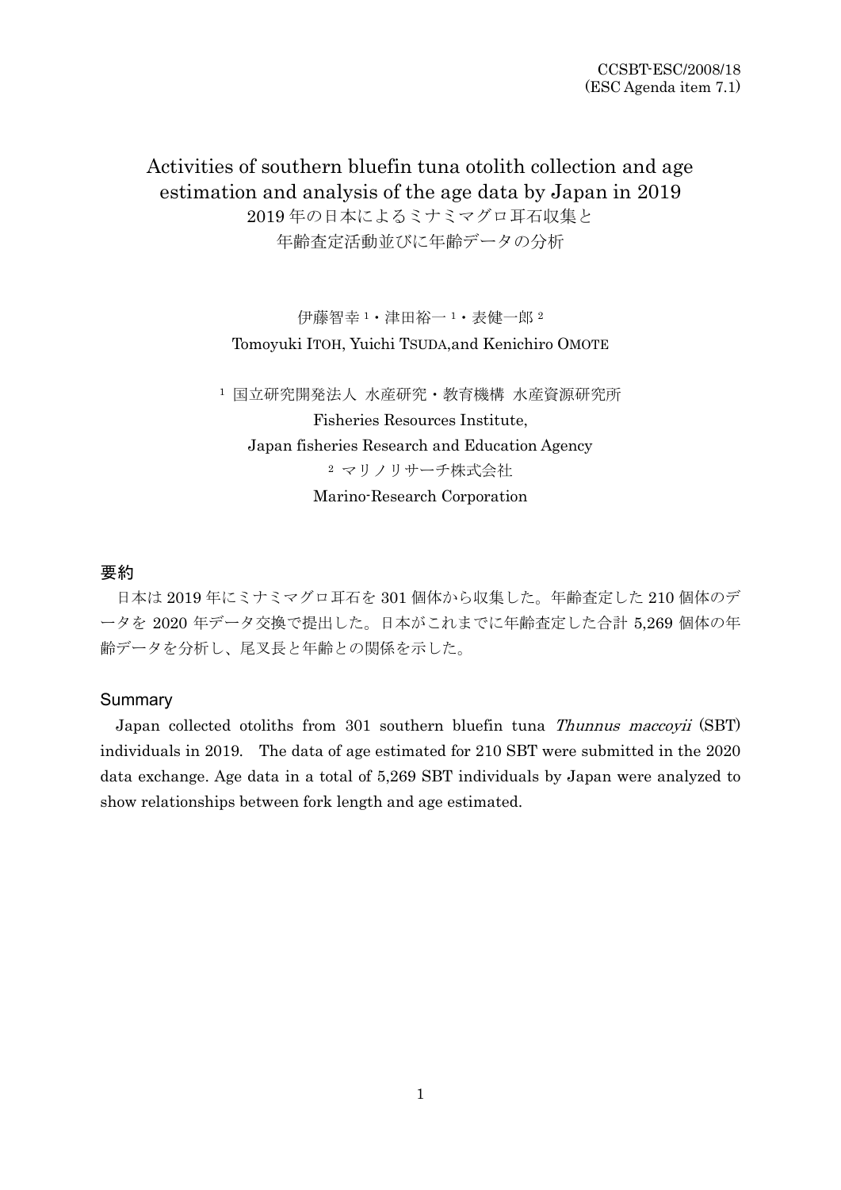CCSBT-ESC/2008/18
(ESC Agenda item 7.1)

# Activities of southern bluefin tuna otolith collection and age estimation and analysis of the age data by Japan in 2019

# 2019 年の日本によるミナミマグロ耳石収集と年齢査定活動並びに年齢データの分析

伊藤智幸[1]・津田裕一[1]・表健一郎[2]

Tomoyuki ITOH, Yuichi TSUDA,and Kenichiro OMOTE

[1] 国立研究開発法人 水産研究・教育機構 水産資源研究所
Fisheries Resources Institute,
Japan fisheries Research and Education Agency

[2] マリノリサーチ株式会社
Marino-Research Corporation

## 要約

日本は 2019 年にミナミマグロ耳石を 301 個体から収集した。年齢査定した 210 個体のデータを 2020 年データ交換で提出した。日本がこれまでに年齢査定した合計 5,269 個体の年齢データを分析し、尾叉長と年齢との関係を示した。

## Summary

Japan collected otoliths from 301 southern bluefin tuna *Thunnus maccoyii* (SBT) individuals in 2019. The data of age estimated for 210 SBT were submitted in the 2020 data exchange. Age data in a total of 5,269 SBT individuals by Japan were analyzed to show relationships between fork length and age estimated.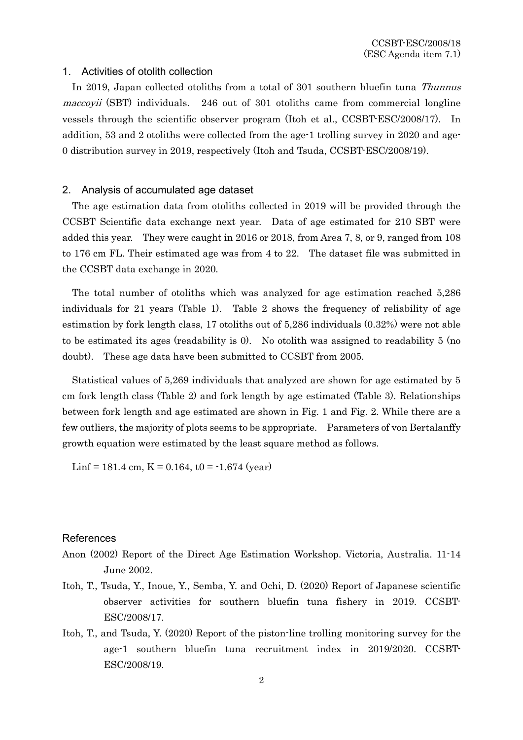## 1. Activities of otolith collection

In 2019, Japan collected otoliths from a total of 301 southern bluefin tuna *Thunnus maccoyii* (SBT) individuals. 246 out of 301 otoliths came from commercial longline vessels through the scientific observer program (Itoh et al., CCSBT-ESC/2008/17). In addition, 53 and 2 otoliths were collected from the age-1 trolling survey in 2020 and age-0 distribution survey in 2019, respectively (Itoh and Tsuda, CCSBT-ESC/2008/19).

## 2. Analysis of accumulated age dataset

The age estimation data from otoliths collected in 2019 will be provided through the CCSBT Scientific data exchange next year. Data of age estimated for 210 SBT were added this year. They were caught in 2016 or 2018, from Area 7, 8, or 9, ranged from 108 to 176 cm FL. Their estimated age was from 4 to 22. The dataset file was submitted in the CCSBT data exchange in 2020.

The total number of otoliths which was analyzed for age estimation reached 5,286 individuals for 21 years (Table 1). Table 2 shows the frequency of reliability of age estimation by fork length class, 17 otoliths out of 5,286 individuals (0.32%) were not able to be estimated its ages (readability is 0). No otolith was assigned to readability 5 (no doubt). These age data have been submitted to CCSBT from 2005.

Statistical values of 5,269 individuals that analyzed are shown for age estimated by 5 cm fork length class (Table 2) and fork length by age estimated (Table 3). Relationships between fork length and age estimated are shown in Fig. 1 and Fig. 2. While there are a few outliers, the majority of plots seems to be appropriate. Parameters of von Bertalanffy growth equation were estimated by the least square method as follows.

$L_{inf}$ = 181.4 cm, $K$ = 0.164, $t_0$ = -1.674 (year)

## References

Anon (2002) Report of the Direct Age Estimation Workshop. Victoria, Australia. 11-14 June 2002.

Itoh, T., Tsuda, Y., Inoue, Y., Semba, Y. and Ochi, D. (2020) Report of Japanese scientific observer activities for southern bluefin tuna fishery in 2019. CCSBT-ESC/2008/17.

Itoh, T., and Tsuda, Y. (2020) Report of the piston-line trolling monitoring survey for the age-1 southern bluefin tuna recruitment index in 2019/2020. CCSBT-ESC/2008/19.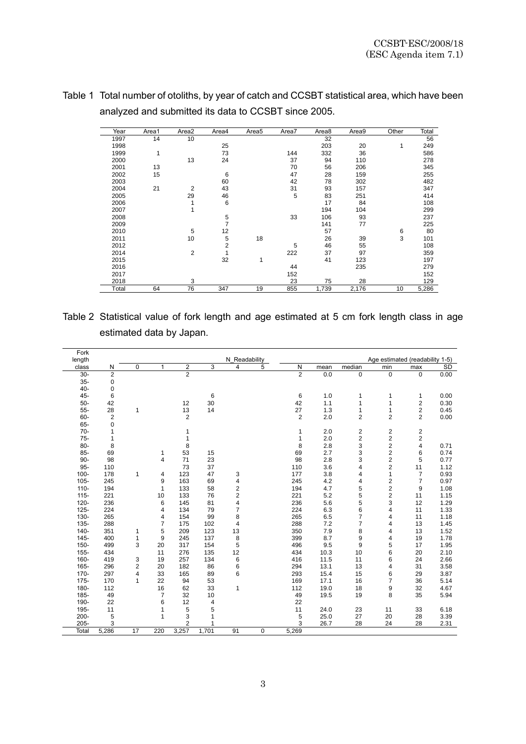Table 1 Total number of otoliths, by year of catch and CCSBT statistical area, which have been analyzed and submitted its data to CCSBT since 2005.

| Year | Area1 | Area2 | Area4 | Area5 | Area7 | Area8 | Area9 | Other | Total |
|---|---|---|---|---|---|---|---|---|---|
| 1997 | 14 | 10 | | | | 32 | | | 56 |
| 1998 | | | 25 | | | 203 | 20 | 1 | 249 |
| 1999 | 1 | | 73 | | 144 | 332 | 36 | | 586 |
| 2000 | | 13 | 24 | | 37 | 94 | 110 | | 278 |
| 2001 | 13 | | | | 70 | 56 | 206 | | 345 |
| 2002 | 15 | | 6 | | 47 | 28 | 159 | | 255 |
| 2003 | | | 60 | | 42 | 78 | 302 | | 482 |
| 2004 | 21 | 2 | 43 | | 31 | 93 | 157 | | 347 |
| 2005 | | 29 | 46 | | 5 | 83 | 251 | | 414 |
| 2006 | | 1 | 6 | | | 17 | 84 | | 108 |
| 2007 | | 1 | | | | 194 | 104 | | 299 |
| 2008 | | | 5 | | 33 | 106 | 93 | | 237 |
| 2009 | | | 7 | | | 141 | 77 | | 225 |
| 2010 | | 5 | 12 | | | 57 | | 6 | 80 |
| 2011 | | 10 | 5 | 18 | | 26 | 39 | 3 | 101 |
| 2012 | | | 2 | | 5 | 46 | 55 | | 108 |
| 2014 | | 2 | 1 | | 222 | 37 | 97 | | 359 |
| 2015 | | | 32 | 1 | | 41 | 123 | | 197 |
| 2016 | | | | | 44 | | 235 | | 279 |
| 2017 | | | | | 152 | | | | 152 |
| 2018 | | 3 | | | 23 | 75 | 28 | | 129 |
| Total | 64 | 76 | 347 | 19 | 855 | 1,739 | 2,176 | 10 | 5,286 |

Table 2 Statistical value of fork length and age estimated at 5 cm fork length class in age estimated data by Japan.

| Fork length class | N | N_Readability | | | | | | Age estimated (readability 1-5) | | | | | |
|---|---|---|---|---|---|---|---|---|---|---|---|---|---|
| | | 0 | 1 | 2 | 3 | 4 | 5 | N | mean | median | min | max | SD |
| 30- | 2 | | | 2 | | | | 2 | 0.0 | 0 | 0 | 0 | 0.00 |
| 35- | 0 | | | | | | | | | | | | |
| 40- | 0 | | | | | | | | | | | | |
| 45- | 6 | | | | 6 | | | 6 | 1.0 | 1 | 1 | 1 | 0.00 |
| 50- | 42 | | | 12 | 30 | | | 42 | 1.1 | 1 | 1 | 2 | 0.30 |
| 55- | 28 | 1 | | 13 | 14 | | | 27 | 1.3 | 1 | 1 | 2 | 0.45 |
| 60- | 2 | | | 2 | | | | 2 | 2.0 | 2 | 2 | 2 | 0.00 |
| 65- | 0 | | | | | | | | | | | | |
| 70- | 1 | | | 1 | | | | 1 | 2.0 | 2 | 2 | 2 | |
| 75- | 1 | | | 1 | | | | 1 | 2.0 | 2 | 2 | 2 | |
| 80- | 8 | | | 8 | | | | 8 | 2.8 | 3 | 2 | 4 | 0.71 |
| 85- | 69 | | 1 | 53 | 15 | | | 69 | 2.7 | 3 | 2 | 6 | 0.74 |
| 90- | 98 | | 4 | 71 | 23 | | | 98 | 2.8 | 3 | 2 | 5 | 0.77 |
| 95- | 110 | | | 73 | 37 | | | 110 | 3.6 | 4 | 2 | 11 | 1.12 |
| 100- | 178 | 1 | 4 | 123 | 47 | 3 | | 177 | 3.8 | 4 | 1 | 7 | 0.93 |
| 105- | 245 | | 9 | 163 | 69 | 4 | | 245 | 4.2 | 4 | 2 | 7 | 0.97 |
| 110- | 194 | | 1 | 133 | 58 | 2 | | 194 | 4.7 | 5 | 2 | 9 | 1.08 |
| 115- | 221 | | 10 | 133 | 76 | 2 | | 221 | 5.2 | 5 | 2 | 11 | 1.15 |
| 120- | 236 | | 6 | 145 | 81 | 4 | | 236 | 5.6 | 5 | 3 | 12 | 1.29 |
| 125- | 224 | | 4 | 134 | 79 | 7 | | 224 | 6.3 | 6 | 4 | 11 | 1.33 |
| 130- | 265 | | 4 | 154 | 99 | 8 | | 265 | 6.5 | 7 | 4 | 11 | 1.18 |
| 135- | 288 | | 7 | 175 | 102 | 4 | | 288 | 7.2 | 7 | 4 | 13 | 1.45 |
| 140- | 351 | 1 | 5 | 209 | 123 | 13 | | 350 | 7.9 | 8 | 4 | 13 | 1.52 |
| 145- | 400 | 1 | 9 | 245 | 137 | 8 | | 399 | 8.7 | 9 | 4 | 19 | 1.78 |
| 150- | 499 | 3 | 20 | 317 | 154 | 5 | | 496 | 9.5 | 9 | 5 | 17 | 1.95 |
| 155- | 434 | | 11 | 276 | 135 | 12 | | 434 | 10.3 | 10 | 6 | 20 | 2.10 |
| 160- | 419 | 3 | 19 | 257 | 134 | 6 | | 416 | 11.5 | 11 | 6 | 24 | 2.66 |
| 165- | 296 | 2 | 20 | 182 | 86 | 6 | | 294 | 13.1 | 13 | 4 | 31 | 3.58 |
| 170- | 297 | 4 | 33 | 165 | 89 | 6 | | 293 | 15.4 | 15 | 6 | 29 | 3.87 |
| 175- | 170 | 1 | 22 | 94 | 53 | | | 169 | 17.1 | 16 | 7 | 36 | 5.14 |
| 180- | 112 | | 16 | 62 | 33 | 1 | | 112 | 19.0 | 18 | 9 | 32 | 4.67 |
| 185- | 49 | | 7 | 32 | 10 | | | 49 | 19.5 | 19 | 8 | 35 | 5.94 |
| 190- | 22 | | 6 | 12 | 4 | | | 22 | | | | | |
| 195- | 11 | | 1 | 5 | 5 | | | 11 | 24.0 | 23 | 11 | 33 | 6.18 |
| 200- | 5 | | 1 | 3 | 1 | | | 5 | 25.0 | 27 | 20 | 28 | 3.39 |
| 205- | 3 | | | 2 | 1 | | | 3 | 26.7 | 28 | 24 | 28 | 2.31 |
| Total | 5,286 | 17 | 220 | 3,257 | 1,701 | 91 | 0 | 5,269 | | | | | |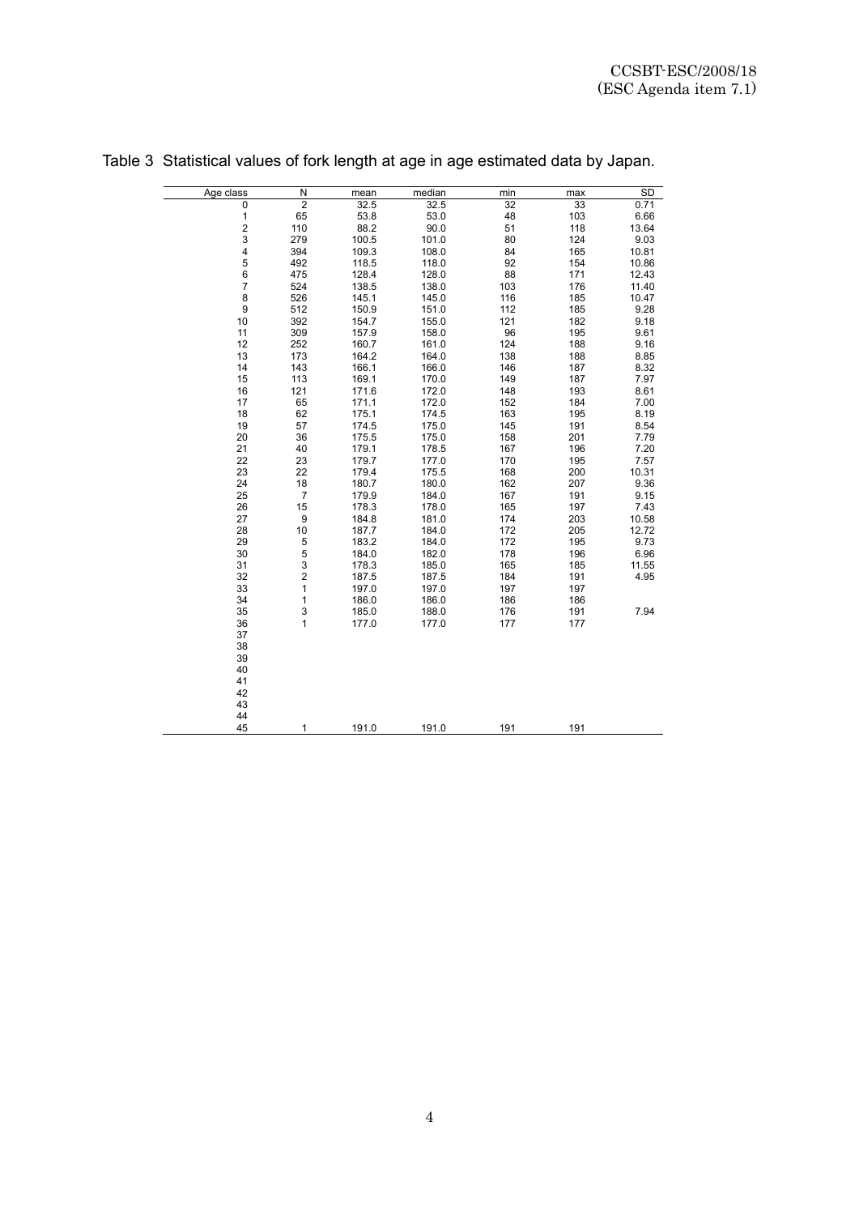Table 3 Statistical values of fork length at age in age estimated data by Japan.

| Age class | N | mean | median | min | max | SD |
|---|---|---|---|---|---|---|
| 0 | 2 | 32.5 | 32.5 | 32 | 33 | 0.71 |
| 1 | 65 | 53.8 | 53.0 | 48 | 103 | 6.66 |
| 2 | 110 | 88.2 | 90.0 | 51 | 118 | 13.64 |
| 3 | 279 | 100.5 | 101.0 | 80 | 124 | 9.03 |
| 4 | 394 | 109.3 | 108.0 | 84 | 165 | 10.81 |
| 5 | 492 | 118.5 | 118.0 | 92 | 154 | 10.86 |
| 6 | 475 | 128.4 | 128.0 | 88 | 171 | 12.43 |
| 7 | 524 | 138.5 | 138.0 | 103 | 176 | 11.40 |
| 8 | 526 | 145.1 | 145.0 | 116 | 185 | 10.47 |
| 9 | 512 | 150.9 | 151.0 | 112 | 185 | 9.28 |
| 10 | 392 | 154.7 | 155.0 | 121 | 182 | 9.18 |
| 11 | 309 | 157.9 | 158.0 | 96 | 195 | 9.61 |
| 12 | 252 | 160.7 | 161.0 | 124 | 188 | 9.16 |
| 13 | 173 | 164.2 | 164.0 | 138 | 188 | 8.85 |
| 14 | 143 | 166.1 | 166.0 | 146 | 187 | 8.32 |
| 15 | 113 | 169.1 | 170.0 | 149 | 187 | 7.97 |
| 16 | 121 | 171.6 | 172.0 | 148 | 193 | 8.61 |
| 17 | 65 | 171.1 | 172.0 | 152 | 184 | 7.00 |
| 18 | 62 | 175.1 | 174.5 | 163 | 195 | 8.19 |
| 19 | 57 | 174.5 | 175.0 | 145 | 191 | 8.54 |
| 20 | 36 | 175.5 | 175.0 | 158 | 201 | 7.79 |
| 21 | 40 | 179.1 | 178.5 | 167 | 196 | 7.20 |
| 22 | 23 | 179.7 | 177.0 | 170 | 195 | 7.57 |
| 23 | 22 | 179.4 | 175.5 | 168 | 200 | 10.31 |
| 24 | 18 | 180.7 | 180.0 | 162 | 207 | 9.36 |
| 25 | 7 | 179.9 | 184.0 | 167 | 191 | 9.15 |
| 26 | 15 | 178.3 | 178.0 | 165 | 197 | 7.43 |
| 27 | 9 | 184.8 | 181.0 | 174 | 203 | 10.58 |
| 28 | 10 | 187.7 | 184.0 | 172 | 205 | 12.72 |
| 29 | 5 | 183.2 | 184.0 | 172 | 195 | 9.73 |
| 30 | 5 | 184.0 | 182.0 | 178 | 196 | 6.96 |
| 31 | 3 | 178.3 | 185.0 | 165 | 185 | 11.55 |
| 32 | 2 | 187.5 | 187.5 | 184 | 191 | 4.95 |
| 33 | 1 | 197.0 | 197.0 | 197 | 197 | |
| 34 | 1 | 186.0 | 186.0 | 186 | 186 | |
| 35 | 3 | 185.0 | 188.0 | 176 | 191 | 7.94 |
| 36 | 1 | 177.0 | 177.0 | 177 | 177 | |
| 37 | | | | | | |
| 38 | | | | | | |
| 39 | | | | | | |
| 40 | | | | | | |
| 41 | | | | | | |
| 42 | | | | | | |
| 43 | | | | | | |
| 44 | | | | | | |
| 45 | 1 | 191.0 | 191.0 | 191 | 191 | |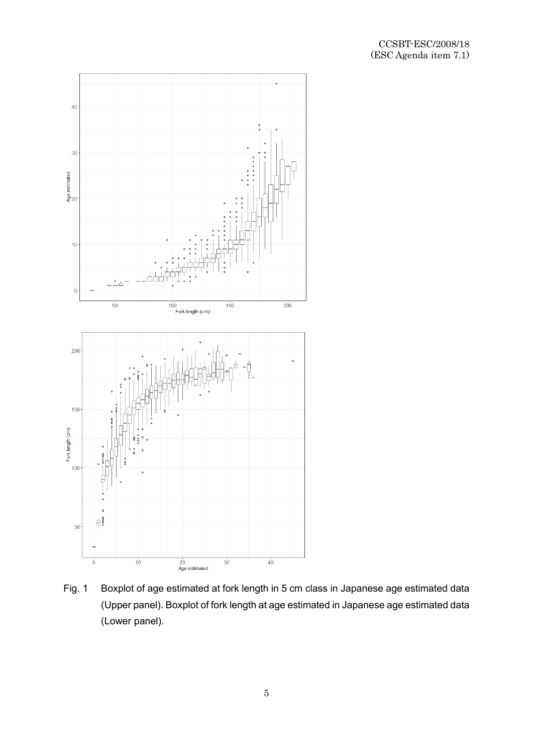Fig. 1 Boxplot of age estimated at fork length in 5 cm class in Japanese age estimated data (Upper panel). Boxplot of fork length at age estimated in Japanese age estimated data (Lower panel).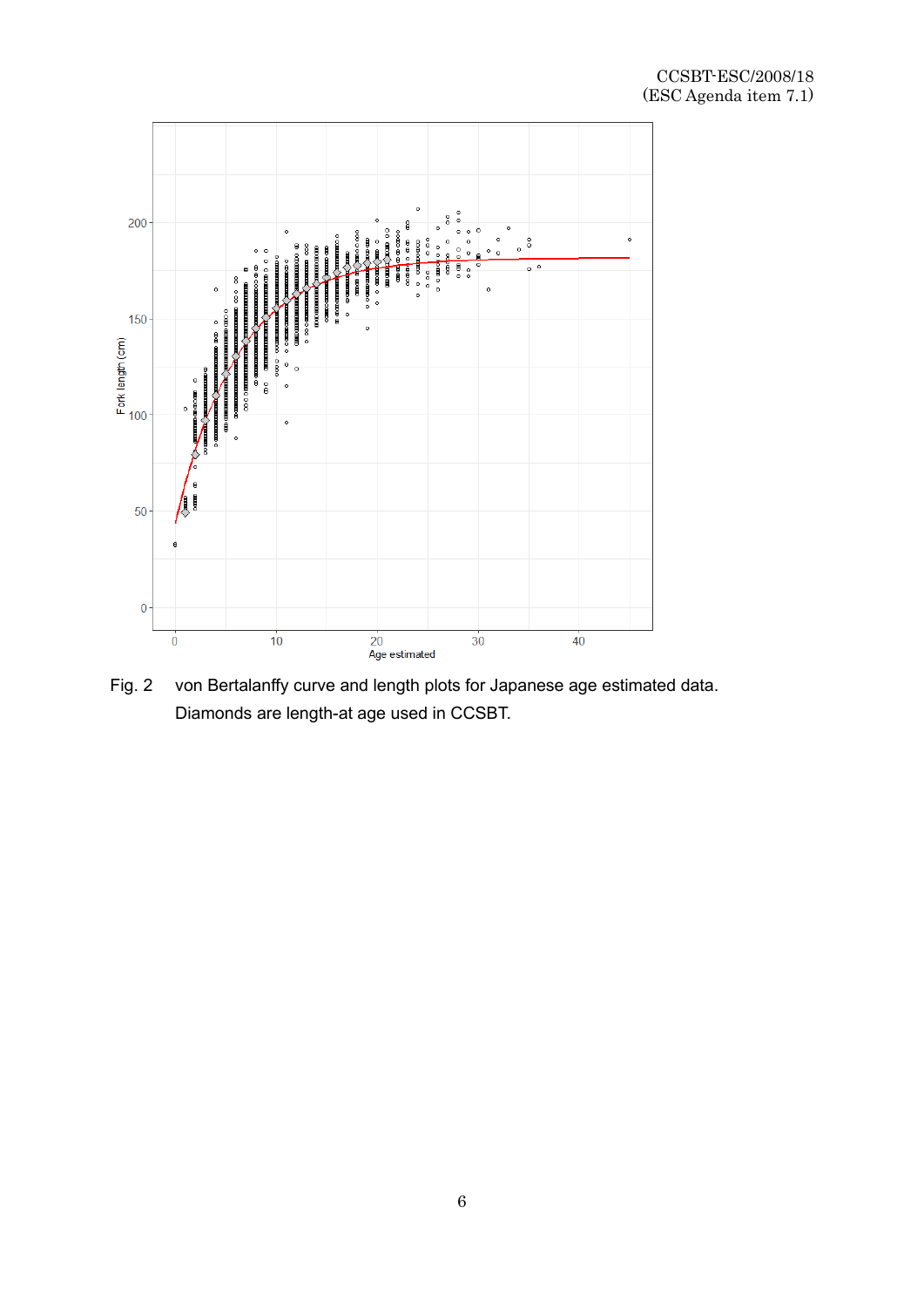Fork length (cm)

200

150

100

50

0

0

10

20

30

40

Age estimated

Fig. 2 von Bertalanffy curve and length plots for Japanese age estimated data. Diamonds are length-at age used in CCSBT.